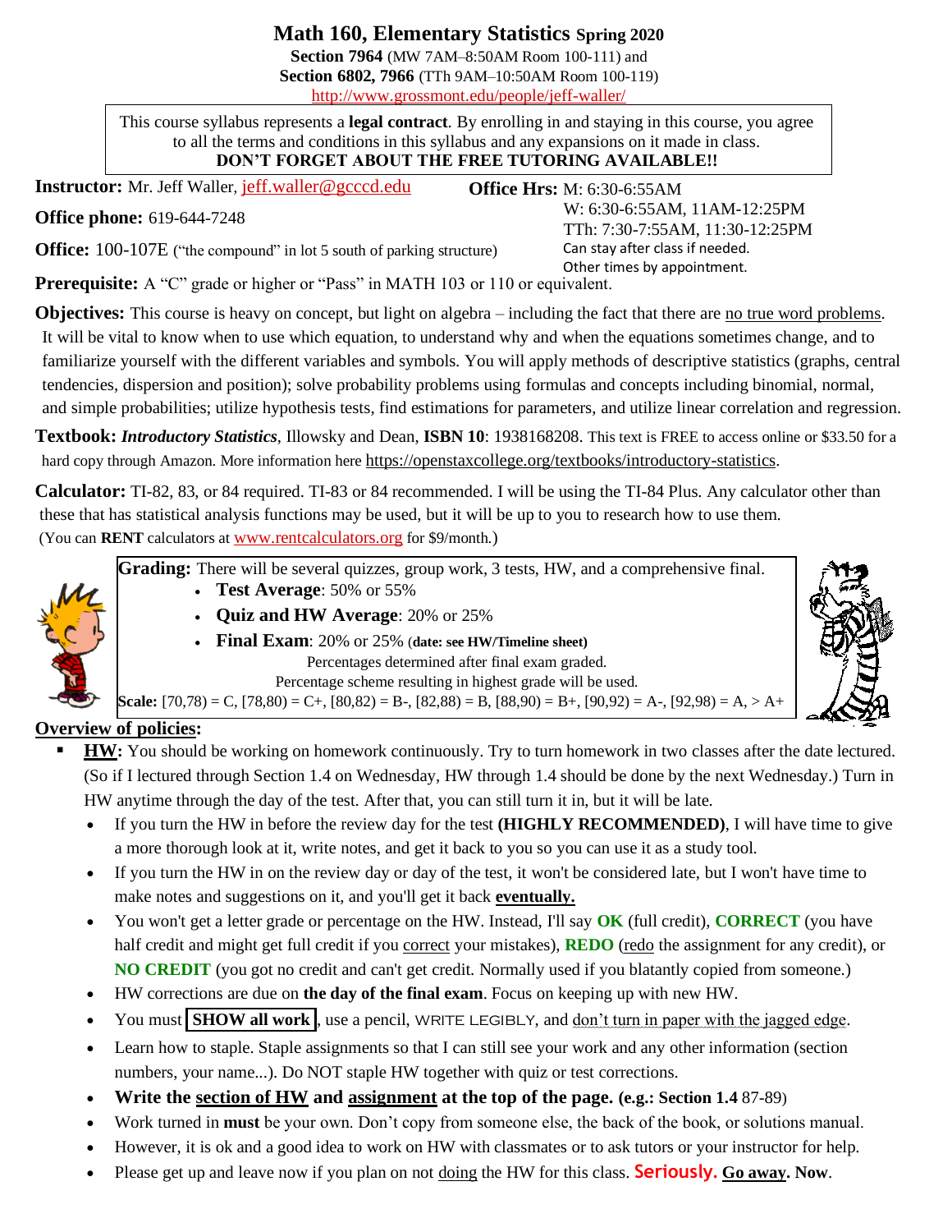# Math 160, Elementary Statistics Spring 2020

**Section 7964** (MW 7AM–8:50AM Room 100-111) and
**Section 6802, 7966** (TTh 9AM–10:50AM Room 100-119)
http://www.grossmont.edu/people/jeff-waller/

This course syllabus represents a **legal contract**. By enrolling in and staying in this course, you agree to all the terms and conditions in this syllabus and any expansions on it made in class.
**DON'T FORGET ABOUT THE FREE TUTORING AVAILABLE!!**

**Instructor:** Mr. Jeff Waller, jeff.waller@gcccd.edu

**Office phone:** 619-644-7248

**Office:** 100-107E ("the compound" in lot 5 south of parking structure)

**Office Hrs:** M: 6:30-6:55AM
W: 6:30-6:55AM, 11AM-12:25PM
TTh: 7:30-7:55AM, 11:30-12:25PM
Can stay after class if needed.
Other times by appointment.

**Prerequisite:** A "C" grade or higher or "Pass" in MATH 103 or 110 or equivalent.

**Objectives:** This course is heavy on concept, but light on algebra – including the fact that there are no true word problems. It will be vital to know when to use which equation, to understand why and when the equations sometimes change, and to familiarize yourself with the different variables and symbols. You will apply methods of descriptive statistics (graphs, central tendencies, dispersion and position); solve probability problems using formulas and concepts including binomial, normal, and simple probabilities; utilize hypothesis tests, find estimations for parameters, and utilize linear correlation and regression.

**Textbook:** ***Introductory Statistics***, Illowsky and Dean, **ISBN 10**: 1938168208. This text is FREE to access online or $33.50 for a hard copy through Amazon. More information here https://openstaxcollege.org/textbooks/introductory-statistics.

**Calculator:** TI-82, 83, or 84 required. TI-83 or 84 recommended. I will be using the TI-84 Plus. Any calculator other than these that has statistical analysis functions may be used, but it will be up to you to research how to use them. (You can **RENT** calculators at www.rentcalculators.org for $9/month.)

**Grading:** There will be several quizzes, group work, 3 tests, HW, and a comprehensive final.

- **Test Average**: 50% or 55%
- **Quiz and HW Average**: 20% or 25%
- **Final Exam**: 20% or 25% (**date: see HW/Timeline sheet**)

Percentages determined after final exam graded.
Percentage scheme resulting in highest grade will be used.

**Scale:** [70,78) = C, [78,80) = C+, [80,82) = B-, [82,88) = B, [88,90) = B+, [90,92) = A-, [92,98) = A, > A+

## Overview of policies:

- **HW:** You should be working on homework continuously. Try to turn homework in two classes after the date lectured. (So if I lectured through Section 1.4 on Wednesday, HW through 1.4 should be done by the next Wednesday.) Turn in HW anytime through the day of the test. After that, you can still turn it in, but it will be late.
  - If you turn the HW in before the review day for the test **(HIGHLY RECOMMENDED)**, I will have time to give a more thorough look at it, write notes, and get it back to you so you can use it as a study tool.
  - If you turn the HW in on the review day or day of the test, it won't be considered late, but I won't have time to make notes and suggestions on it, and you'll get it back **eventually.**
  - You won't get a letter grade or percentage on the HW. Instead, I'll say **OK** (full credit), **CORRECT** (you have half credit and might get full credit if you correct your mistakes), **REDO** (redo the assignment for any credit), or **NO CREDIT** (you got no credit and can't get credit. Normally used if you blatantly copied from someone.)
  - HW corrections are due on **the day of the final exam**. Focus on keeping up with new HW.
  - You must **SHOW all work**, use a pencil, WRITE LEGIBLY, and don't turn in paper with the jagged edge.
  - Learn how to staple. Staple assignments so that I can still see your work and any other information (section numbers, your name...). Do NOT staple HW together with quiz or test corrections.
  - **Write the section of HW and assignment at the top of the page. (e.g.: Section 1.4** 87-89)
  - Work turned in **must** be your own. Don't copy from someone else, the back of the book, or solutions manual.
  - However, it is ok and a good idea to work on HW with classmates or to ask tutors or your instructor for help.
  - Please get up and leave now if you plan on not doing the HW for this class. **Seriously. Go away. Now**.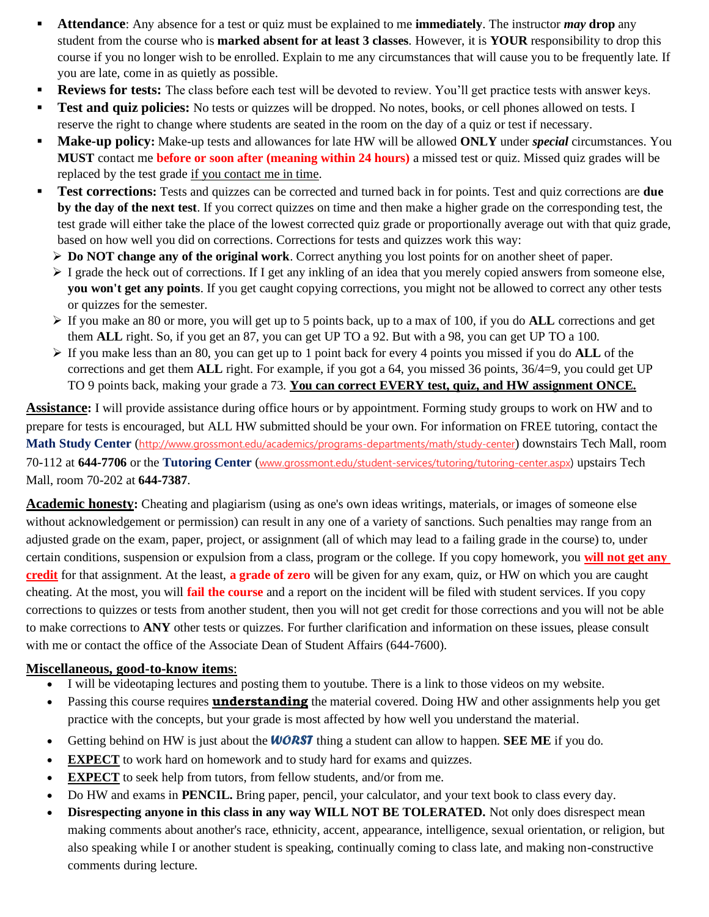- **Attendance**: Any absence for a test or quiz must be explained to me **immediately**. The instructor ***may*** **drop** any student from the course who is **marked absent for at least 3 classes**. However, it is **YOUR** responsibility to drop this course if you no longer wish to be enrolled. Explain to me any circumstances that will cause you to be frequently late. If you are late, come in as quietly as possible.
- **Reviews for tests:** The class before each test will be devoted to review. You'll get practice tests with answer keys.
- **Test and quiz policies:** No tests or quizzes will be dropped. No notes, books, or cell phones allowed on tests. I reserve the right to change where students are seated in the room on the day of a quiz or test if necessary.
- **Make-up policy:** Make-up tests and allowances for late HW will be allowed **ONLY** under ***special*** circumstances. You **MUST** contact me **before or soon after (meaning within 24 hours)** a missed test or quiz. Missed quiz grades will be replaced by the test grade <u>if you contact me in time</u>.
- **Test corrections:** Tests and quizzes can be corrected and turned back in for points. Test and quiz corrections are **due by the day of the next test**. If you correct quizzes on time and then make a higher grade on the corresponding test, the test grade will either take the place of the lowest corrected quiz grade or proportionally average out with that quiz grade, based on how well you did on corrections. Corrections for tests and quizzes work this way:
  - **Do NOT change any of the original work**. Correct anything you lost points for on another sheet of paper.
  - I grade the heck out of corrections. If I get any inkling of an idea that you merely copied answers from someone else, **you won't get any points**. If you get caught copying corrections, you might not be allowed to correct any other tests or quizzes for the semester.
  - If you make an 80 or more, you will get up to 5 points back, up to a max of 100, if you do **ALL** corrections and get them **ALL** right. So, if you get an 87, you can get UP TO a 92. But with a 98, you can get UP TO a 100.
  - If you make less than an 80, you can get up to 1 point back for every 4 points you missed if you do **ALL** of the corrections and get them **ALL** right. For example, if you got a 64, you missed 36 points, 36/4=9, you could get UP TO 9 points back, making your grade a 73. **<u>You can correct EVERY test, quiz, and HW assignment ONCE.</u>**

**<u>Assistance</u>:** I will provide assistance during office hours or by appointment. Forming study groups to work on HW and to prepare for tests is encouraged, but ALL HW submitted should be your own. For information on FREE tutoring, contact the **Math Study Center** (http://www.grossmont.edu/academics/programs-departments/math/study-center) downstairs Tech Mall, room 70-112 at **644-7706** or the **Tutoring Center** (www.grossmont.edu/student-services/tutoring/tutoring-center.aspx) upstairs Tech Mall, room 70-202 at **644-7387**.

**<u>Academic honesty</u>:** Cheating and plagiarism (using as one's own ideas writings, materials, or images of someone else without acknowledgement or permission) can result in any one of a variety of sanctions. Such penalties may range from an adjusted grade on the exam, paper, project, or assignment (all of which may lead to a failing grade in the course) to, under certain conditions, suspension or expulsion from a class, program or the college. If you copy homework, you **<u>will not get any credit</u>** for that assignment. At the least, **a grade of zero** will be given for any exam, quiz, or HW on which you are caught cheating. At the most, you will **fail the course** and a report on the incident will be filed with student services. If you copy corrections to quizzes or tests from another student, then you will not get credit for those corrections and you will not be able to make corrections to **ANY** other tests or quizzes. For further clarification and information on these issues, please consult with me or contact the office of the Associate Dean of Student Affairs (644-7600).

**<u>Miscellaneous, good-to-know items</u>**:

- I will be videotaping lectures and posting them to youtube. There is a link to those videos on my website.
- Passing this course requires **<u>understanding</u>** the material covered. Doing HW and other assignments help you get practice with the concepts, but your grade is most affected by how well you understand the material.
- Getting behind on HW is just about the ***WORST*** thing a student can allow to happen. **SEE ME** if you do.
- **<u>EXPECT</u>** to work hard on homework and to study hard for exams and quizzes.
- **<u>EXPECT</u>** to seek help from tutors, from fellow students, and/or from me.
- Do HW and exams in **PENCIL.** Bring paper, pencil, your calculator, and your text book to class every day.
- **Disrespecting anyone in this class in any way WILL NOT BE TOLERATED.** Not only does disrespect mean making comments about another's race, ethnicity, accent, appearance, intelligence, sexual orientation, or religion, but also speaking while I or another student is speaking, continually coming to class late, and making non-constructive comments during lecture.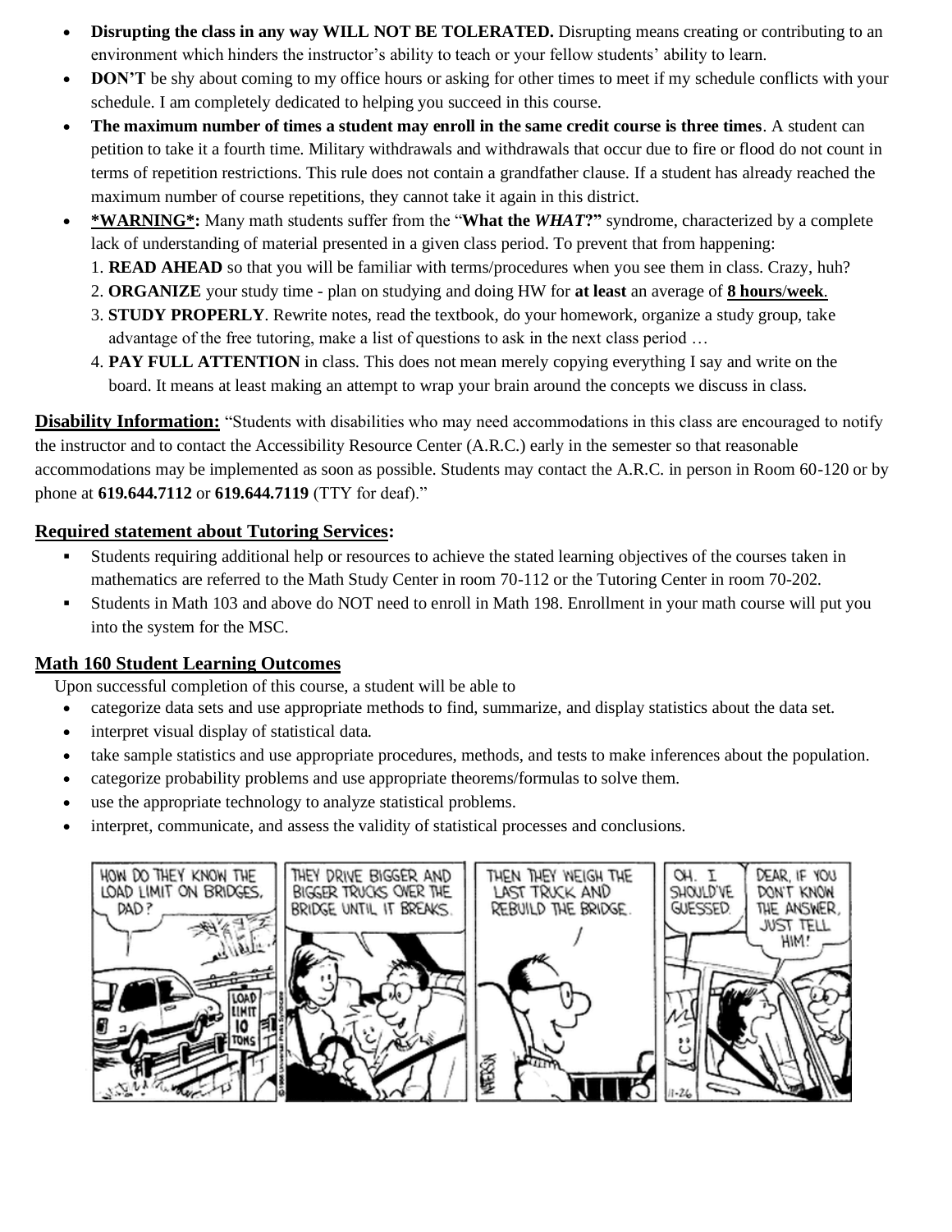- **Disrupting the class in any way WILL NOT BE TOLERATED.** Disrupting means creating or contributing to an environment which hinders the instructor's ability to teach or your fellow students' ability to learn.
- **DON'T** be shy about coming to my office hours or asking for other times to meet if my schedule conflicts with your schedule. I am completely dedicated to helping you succeed in this course.
- **The maximum number of times a student may enroll in the same credit course is three times**. A student can petition to take it a fourth time. Military withdrawals and withdrawals that occur due to fire or flood do not count in terms of repetition restrictions. This rule does not contain a grandfather clause. If a student has already reached the maximum number of course repetitions, they cannot take it again in this district.
- **\*WARNING\*:** Many math students suffer from the "**What the *WHAT*?"** syndrome, characterized by a complete lack of understanding of material presented in a given class period. To prevent that from happening:
  1. **READ AHEAD** so that you will be familiar with terms/procedures when you see them in class. Crazy, huh?
  2. **ORGANIZE** your study time - plan on studying and doing HW for **at least** an average of **8 hours/week**.
  3. **STUDY PROPERLY**. Rewrite notes, read the textbook, do your homework, organize a study group, take advantage of the free tutoring, make a list of questions to ask in the next class period …
  4. **PAY FULL ATTENTION** in class. This does not mean merely copying everything I say and write on the board. It means at least making an attempt to wrap your brain around the concepts we discuss in class.

**Disability Information:** "Students with disabilities who may need accommodations in this class are encouraged to notify the instructor and to contact the Accessibility Resource Center (A.R.C.) early in the semester so that reasonable accommodations may be implemented as soon as possible. Students may contact the A.R.C. in person in Room 60-120 or by phone at **619.644.7112** or **619.644.7119** (TTY for deaf)."

**Required statement about Tutoring Services:**

- Students requiring additional help or resources to achieve the stated learning objectives of the courses taken in mathematics are referred to the Math Study Center in room 70-112 or the Tutoring Center in room 70-202.
- Students in Math 103 and above do NOT need to enroll in Math 198. Enrollment in your math course will put you into the system for the MSC.

**Math 160 Student Learning Outcomes**

Upon successful completion of this course, a student will be able to

- categorize data sets and use appropriate methods to find, summarize, and display statistics about the data set.
- interpret visual display of statistical data.
- take sample statistics and use appropriate procedures, methods, and tests to make inferences about the population.
- categorize probability problems and use appropriate theorems/formulas to solve them.
- use the appropriate technology to analyze statistical problems.
- interpret, communicate, and assess the validity of statistical processes and conclusions.